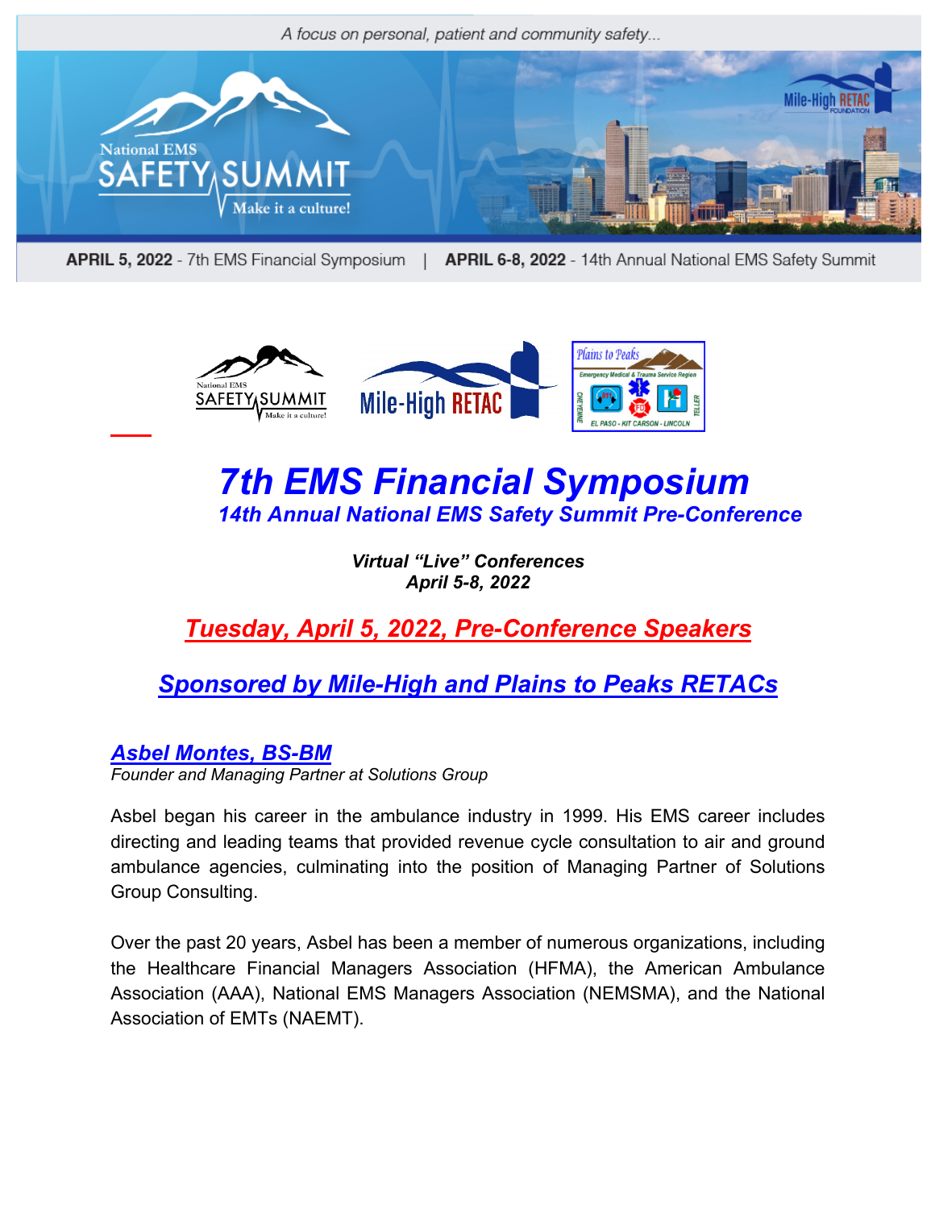*A focus on personal, patient and community safety...*

**APRIL 5, 2022** - 7th EMS Financial Symposium | **APRIL 6-8, 2022** - 14th Annual National EMS Safety Summit

# *7th EMS Financial Symposium*

## *14th Annual National EMS Safety Summit Pre-Conference*

***Virtual "Live" Conferences***
***April 5-8, 2022***

## *Tuesday, April 5, 2022, Pre-Conference Speakers*

## *Sponsored by Mile-High and Plains to Peaks RETACs*

### *Asbel Montes, BS-BM*

*Founder and Managing Partner at Solutions Group*

Asbel began his career in the ambulance industry in 1999. His EMS career includes directing and leading teams that provided revenue cycle consultation to air and ground ambulance agencies, culminating into the position of Managing Partner of Solutions Group Consulting.

Over the past 20 years, Asbel has been a member of numerous organizations, including the Healthcare Financial Managers Association (HFMA), the American Ambulance Association (AAA), National EMS Managers Association (NEMSMA), and the National Association of EMTs (NAEMT).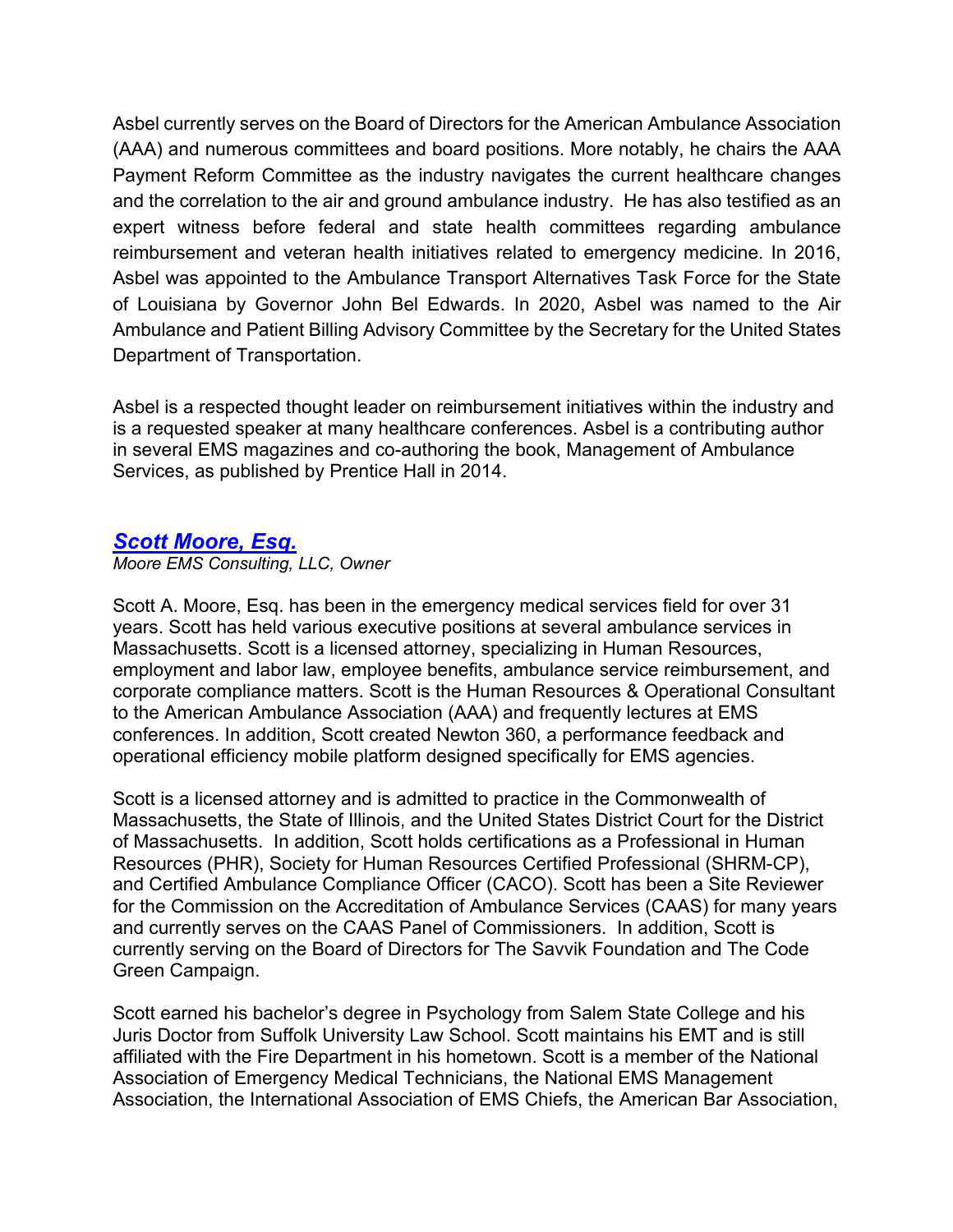Asbel currently serves on the Board of Directors for the American Ambulance Association (AAA) and numerous committees and board positions. More notably, he chairs the AAA Payment Reform Committee as the industry navigates the current healthcare changes and the correlation to the air and ground ambulance industry. He has also testified as an expert witness before federal and state health committees regarding ambulance reimbursement and veteran health initiatives related to emergency medicine. In 2016, Asbel was appointed to the Ambulance Transport Alternatives Task Force for the State of Louisiana by Governor John Bel Edwards. In 2020, Asbel was named to the Air Ambulance and Patient Billing Advisory Committee by the Secretary for the United States Department of Transportation.

Asbel is a respected thought leader on reimbursement initiatives within the industry and is a requested speaker at many healthcare conferences. Asbel is a contributing author in several EMS magazines and co-authoring the book, Management of Ambulance Services, as published by Prentice Hall in 2014.

## ***Scott Moore, Esq.***

*Moore EMS Consulting, LLC, Owner*

Scott A. Moore, Esq. has been in the emergency medical services field for over 31 years. Scott has held various executive positions at several ambulance services in Massachusetts. Scott is a licensed attorney, specializing in Human Resources, employment and labor law, employee benefits, ambulance service reimbursement, and corporate compliance matters. Scott is the Human Resources & Operational Consultant to the American Ambulance Association (AAA) and frequently lectures at EMS conferences. In addition, Scott created Newton 360, a performance feedback and operational efficiency mobile platform designed specifically for EMS agencies.

Scott is a licensed attorney and is admitted to practice in the Commonwealth of Massachusetts, the State of Illinois, and the United States District Court for the District of Massachusetts. In addition, Scott holds certifications as a Professional in Human Resources (PHR), Society for Human Resources Certified Professional (SHRM-CP), and Certified Ambulance Compliance Officer (CACO). Scott has been a Site Reviewer for the Commission on the Accreditation of Ambulance Services (CAAS) for many years and currently serves on the CAAS Panel of Commissioners. In addition, Scott is currently serving on the Board of Directors for The Savvik Foundation and The Code Green Campaign.

Scott earned his bachelor's degree in Psychology from Salem State College and his Juris Doctor from Suffolk University Law School. Scott maintains his EMT and is still affiliated with the Fire Department in his hometown. Scott is a member of the National Association of Emergency Medical Technicians, the National EMS Management Association, the International Association of EMS Chiefs, the American Bar Association,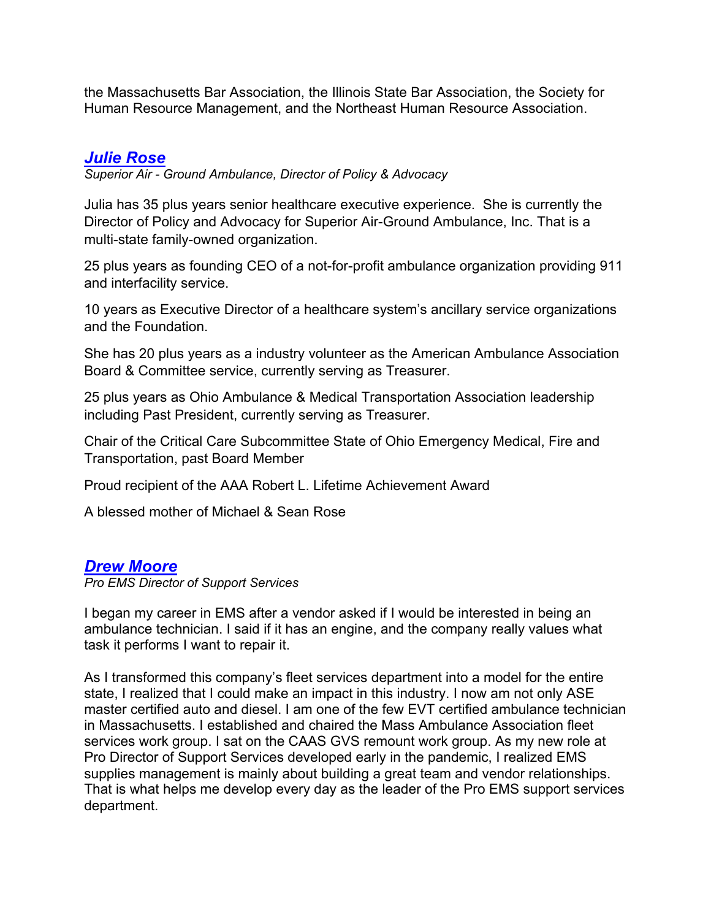the Massachusetts Bar Association, the Illinois State Bar Association, the Society for Human Resource Management, and the Northeast Human Resource Association.

## [Julie Rose]

*Superior Air - Ground Ambulance, Director of Policy & Advocacy*

Julia has 35 plus years senior healthcare executive experience.  She is currently the Director of Policy and Advocacy for Superior Air-Ground Ambulance, Inc. That is a multi-state family-owned organization.

25 plus years as founding CEO of a not-for-profit ambulance organization providing 911 and interfacility service.

10 years as Executive Director of a healthcare system's ancillary service organizations and the Foundation.

She has 20 plus years as a industry volunteer as the American Ambulance Association Board & Committee service, currently serving as Treasurer.

25 plus years as Ohio Ambulance & Medical Transportation Association leadership including Past President, currently serving as Treasurer.

Chair of the Critical Care Subcommittee State of Ohio Emergency Medical, Fire and Transportation, past Board Member

Proud recipient of the AAA Robert L. Lifetime Achievement Award

A blessed mother of Michael & Sean Rose

## [Drew Moore]

*Pro EMS Director of Support Services*

I began my career in EMS after a vendor asked if I would be interested in being an ambulance technician. I said if it has an engine, and the company really values what task it performs I want to repair it.

As I transformed this company's fleet services department into a model for the entire state, I realized that I could make an impact in this industry. I now am not only ASE master certified auto and diesel. I am one of the few EVT certified ambulance technician in Massachusetts. I established and chaired the Mass Ambulance Association fleet services work group. I sat on the CAAS GVS remount work group. As my new role at Pro Director of Support Services developed early in the pandemic, I realized EMS supplies management is mainly about building a great team and vendor relationships. That is what helps me develop every day as the leader of the Pro EMS support services department.